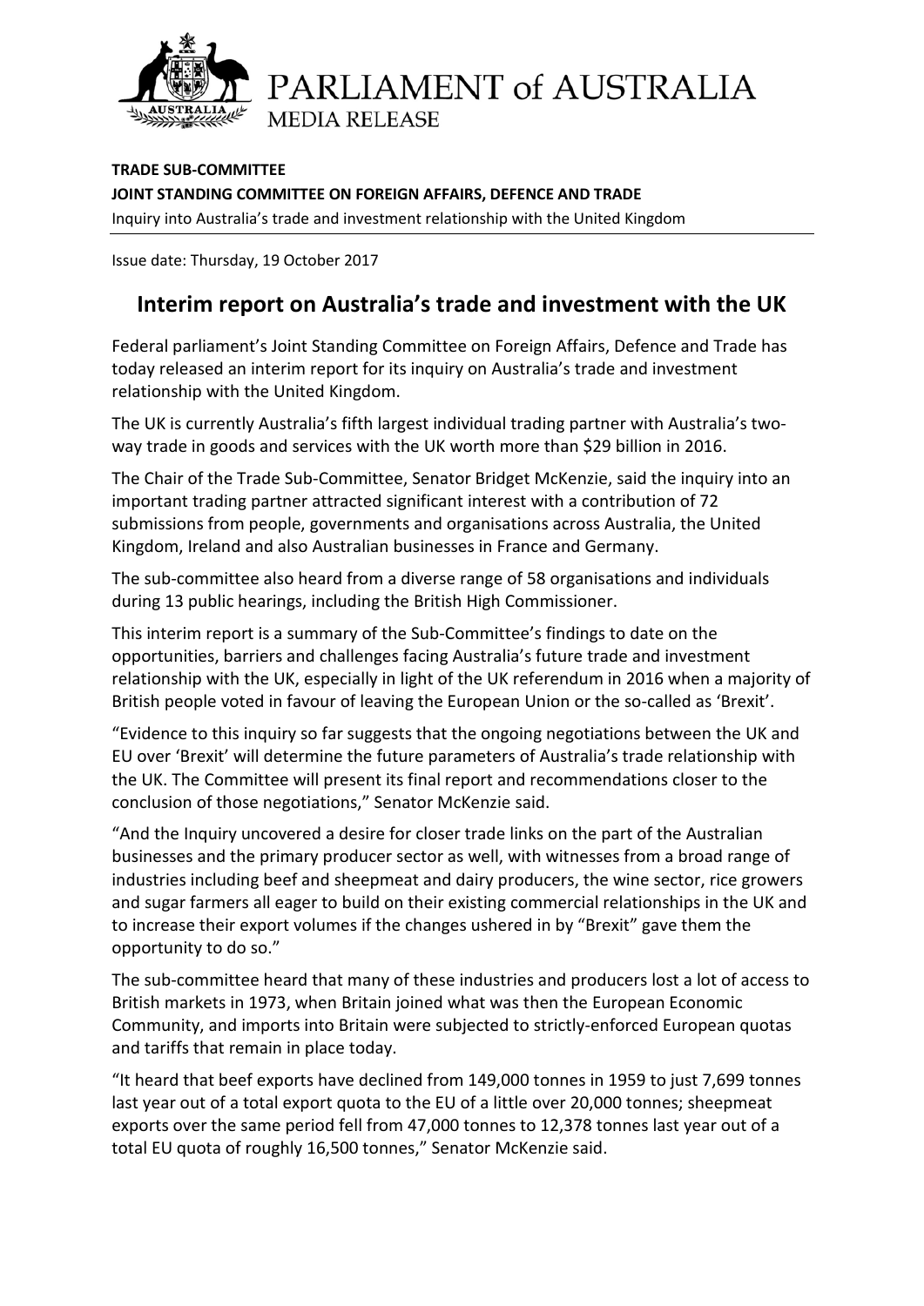PARLIAMENT of AUSTRALIA

MEDIA RELEASE

**TRADE SUB-COMMITTEE**

**JOINT STANDING COMMITTEE ON FOREIGN AFFAIRS, DEFENCE AND TRADE**

Inquiry into Australia's trade and investment relationship with the United Kingdom

Issue date: Thursday, 19 October 2017

# Interim report on Australia's trade and investment with the UK

Federal parliament's Joint Standing Committee on Foreign Affairs, Defence and Trade has today released an interim report for its inquiry on Australia's trade and investment relationship with the United Kingdom.

The UK is currently Australia's fifth largest individual trading partner with Australia's two-way trade in goods and services with the UK worth more than $29 billion in 2016.

The Chair of the Trade Sub-Committee, Senator Bridget McKenzie, said the inquiry into an important trading partner attracted significant interest with a contribution of 72 submissions from people, governments and organisations across Australia, the United Kingdom, Ireland and also Australian businesses in France and Germany.

The sub-committee also heard from a diverse range of 58 organisations and individuals during 13 public hearings, including the British High Commissioner.

This interim report is a summary of the Sub-Committee's findings to date on the opportunities, barriers and challenges facing Australia's future trade and investment relationship with the UK, especially in light of the UK referendum in 2016 when a majority of British people voted in favour of leaving the European Union or the so-called as 'Brexit'.

"Evidence to this inquiry so far suggests that the ongoing negotiations between the UK and EU over 'Brexit' will determine the future parameters of Australia's trade relationship with the UK. The Committee will present its final report and recommendations closer to the conclusion of those negotiations," Senator McKenzie said.

"And the Inquiry uncovered a desire for closer trade links on the part of the Australian businesses and the primary producer sector as well, with witnesses from a broad range of industries including beef and sheepmeat and dairy producers, the wine sector, rice growers and sugar farmers all eager to build on their existing commercial relationships in the UK and to increase their export volumes if the changes ushered in by "Brexit" gave them the opportunity to do so."

The sub-committee heard that many of these industries and producers lost a lot of access to British markets in 1973, when Britain joined what was then the European Economic Community, and imports into Britain were subjected to strictly-enforced European quotas and tariffs that remain in place today.

"It heard that beef exports have declined from 149,000 tonnes in 1959 to just 7,699 tonnes last year out of a total export quota to the EU of a little over 20,000 tonnes; sheepmeat exports over the same period fell from 47,000 tonnes to 12,378 tonnes last year out of a total EU quota of roughly 16,500 tonnes," Senator McKenzie said.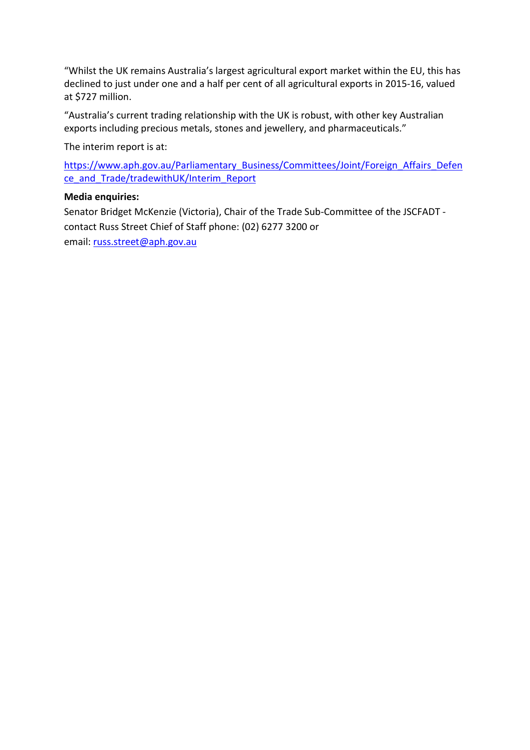"Whilst the UK remains Australia's largest agricultural export market within the EU, this has declined to just under one and a half per cent of all agricultural exports in 2015-16, valued at $727 million.

"Australia's current trading relationship with the UK is robust, with other key Australian exports including precious metals, stones and jewellery, and pharmaceuticals."

The interim report is at:

https://www.aph.gov.au/Parliamentary_Business/Committees/Joint/Foreign_Affairs_Defence_and_Trade/tradewithUK/Interim_Report

**Media enquiries:**

Senator Bridget McKenzie (Victoria), Chair of the Trade Sub-Committee of the JSCFADT - contact Russ Street Chief of Staff phone: (02) 6277 3200 or
email: russ.street@aph.gov.au